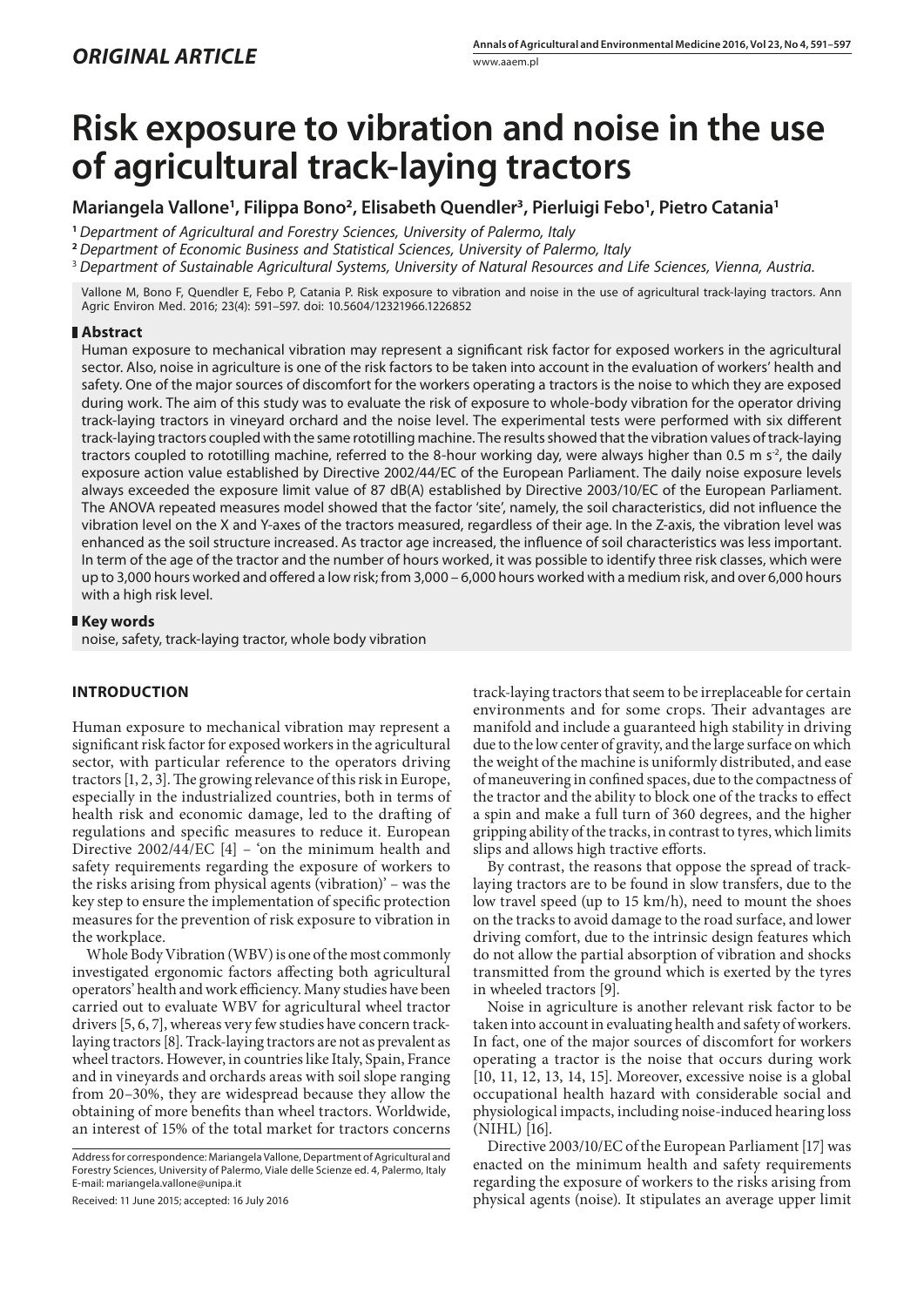*ORIGINAL ARTICLE*

# Risk exposure to vibration and noise in the use of agricultural track-laying tractors

**Mariangela Vallone[1], Filippa Bono[2], Elisabeth Quendler[3], Pierluigi Febo[1], Pietro Catania[1]**

[1] *Department of Agricultural and Forestry Sciences, University of Palermo, Italy*

[2] *Department of Economic Business and Statistical Sciences, University of Palermo, Italy*

[3] *Department of Sustainable Agricultural Systems, University of Natural Resources and Life Sciences, Vienna, Austria.*

Vallone M, Bono F, Quendler E, Febo P, Catania P. Risk exposure to vibration and noise in the use of agricultural track-laying tractors. Ann Agric Environ Med. 2016; 23(4): 591–597. doi: 10.5604/12321966.1226852

## Abstract

Human exposure to mechanical vibration may represent a significant risk factor for exposed workers in the agricultural sector. Also, noise in agriculture is one of the risk factors to be taken into account in the evaluation of workers' health and safety. One of the major sources of discomfort for the workers operating a tractors is the noise to which they are exposed during work. The aim of this study was to evaluate the risk of exposure to whole-body vibration for the operator driving track-laying tractors in vineyard orchard and the noise level. The experimental tests were performed with six different track-laying tractors coupled with the same rototilling machine. The results showed that the vibration values of track-laying tractors coupled to rototilling machine, referred to the 8-hour working day, were always higher than 0.5 m $s^{-2}$, the daily exposure action value established by Directive 2002/44/EC of the European Parliament. The daily noise exposure levels always exceeded the exposure limit value of 87 dB(A) established by Directive 2003/10/EC of the European Parliament. The ANOVA repeated measures model showed that the factor 'site', namely, the soil characteristics, did not influence the vibration level on the X and Y-axes of the tractors measured, regardless of their age. In the Z-axis, the vibration level was enhanced as the soil structure increased. As tractor age increased, the influence of soil characteristics was less important. In term of the age of the tractor and the number of hours worked, it was possible to identify three risk classes, which were up to 3,000 hours worked and offered a low risk; from 3,000 – 6,000 hours worked with a medium risk, and over 6,000 hours with a high risk level.

## Key words

noise, safety, track-laying tractor, whole body vibration

## INTRODUCTION

Human exposure to mechanical vibration may represent a significant risk factor for exposed workers in the agricultural sector, with particular reference to the operators driving tractors [1, 2, 3]. The growing relevance of this risk in Europe, especially in the industrialized countries, both in terms of health risk and economic damage, led to the drafting of regulations and specific measures to reduce it. European Directive 2002/44/EC [4] – 'on the minimum health and safety requirements regarding the exposure of workers to the risks arising from physical agents (vibration)' – was the key step to ensure the implementation of specific protection measures for the prevention of risk exposure to vibration in the workplace.

Whole Body Vibration (WBV) is one of the most commonly investigated ergonomic factors affecting both agricultural operators' health and work efficiency. Many studies have been carried out to evaluate WBV for agricultural wheel tractor drivers [5, 6, 7], whereas very few studies have concern track-laying tractors [8]. Track-laying tractors are not as prevalent as wheel tractors. However, in countries like Italy, Spain, France and in vineyards and orchards areas with soil slope ranging from 20–30%, they are widespread because they allow the obtaining of more benefits than wheel tractors. Worldwide, an interest of 15% of the total market for tractors concerns track-laying tractors that seem to be irreplaceable for certain environments and for some crops. Their advantages are manifold and include a guaranteed high stability in driving due to the low center of gravity, and the large surface on which the weight of the machine is uniformly distributed, and ease of maneuvering in confined spaces, due to the compactness of the tractor and the ability to block one of the tracks to effect a spin and make a full turn of 360 degrees, and the higher gripping ability of the tracks, in contrast to tyres, which limits slips and allows high tractive efforts.

By contrast, the reasons that oppose the spread of track-laying tractors are to be found in slow transfers, due to the low travel speed (up to 15 km/h), need to mount the shoes on the tracks to avoid damage to the road surface, and lower driving comfort, due to the intrinsic design features which do not allow the partial absorption of vibration and shocks transmitted from the ground which is exerted by the tyres in wheeled tractors [9].

Noise in agriculture is another relevant risk factor to be taken into account in evaluating health and safety of workers. In fact, one of the major sources of discomfort for workers operating a tractor is the noise that occurs during work [10, 11, 12, 13, 14, 15]. Moreover, excessive noise is a global occupational health hazard with considerable social and physiological impacts, including noise-induced hearing loss (NIHL) [16].

Directive 2003/10/EC of the European Parliament [17] was enacted on the minimum health and safety requirements regarding the exposure of workers to the risks arising from physical agents (noise). It stipulates an average upper limit

Address for correspondence: Mariangela Vallone, Department of Agricultural and Forestry Sciences, University of Palermo, Viale delle Scienze ed. 4, Palermo, Italy
E-mail: mariangela.vallone@unipa.it

Received: 11 June 2015; accepted: 16 July 2016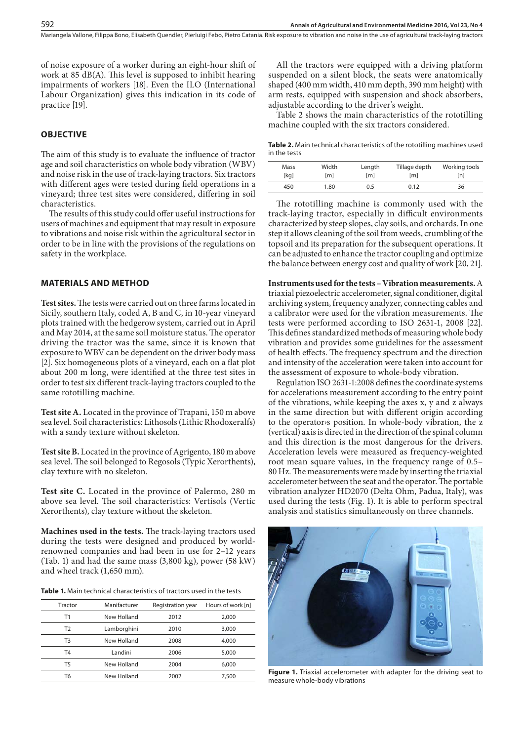of noise exposure of a worker during an eight-hour shift of work at 85 dB(A). This level is supposed to inhibit hearing impairments of workers [18]. Even the ILO (International Labour Organization) gives this indication in its code of practice [19].

## OBJECTIVE

The aim of this study is to evaluate the influence of tractor age and soil characteristics on whole body vibration (WBV) and noise risk in the use of track-laying tractors. Six tractors with different ages were tested during field operations in a vineyard; three test sites were considered, differing in soil characteristics.

The results of this study could offer useful instructions for users of machines and equipment that may result in exposure to vibrations and noise risk within the agricultural sector in order to be in line with the provisions of the regulations on safety in the workplace.

## MATERIALS AND METHOD

**Test sites.** The tests were carried out on three farms located in Sicily, southern Italy, coded A, B and C, in 10-year vineyard plots trained with the hedgerow system, carried out in April and May 2014, at the same soil moisture status. The operator driving the tractor was the same, since it is known that exposure to WBV can be dependent on the driver body mass [2]. Six homogeneous plots of a vineyard, each on a flat plot about 200 m long, were identified at the three test sites in order to test six different track-laying tractors coupled to the same rototilling machine.

**Test site A.** Located in the province of Trapani, 150 m above sea level. Soil characteristics: Lithosols (Lithic Rhodoxeralfs) with a sandy texture without skeleton.

**Test site B.** Located in the province of Agrigento, 180 m above sea level. The soil belonged to Regosols (Typic Xerorthents), clay texture with no skeleton.

**Test site C.** Located in the province of Palermo, 280 m above sea level. The soil characteristics: Vertisols (Vertic Xerorthents), clay texture without the skeleton.

**Machines used in the tests.** The track-laying tractors used during the tests were designed and produced by world-renowned companies and had been in use for 2–12 years (Tab. 1) and had the same mass (3,800 kg), power (58 kW) and wheel track (1,650 mm).

**Table 1.** Main technical characteristics of tractors used in the tests

| Tractor | Manifacturer | Registration year | Hours of work [n] |
|---|---|---|---|
| T1 | New Holland | 2012 | 2,000 |
| T2 | Lamborghini | 2010 | 3,000 |
| T3 | New Holland | 2008 | 4,000 |
| T4 | Landini | 2006 | 5,000 |
| T5 | New Holland | 2004 | 6,000 |
| T6 | New Holland | 2002 | 7,500 |

All the tractors were equipped with a driving platform suspended on a silent block, the seats were anatomically shaped (400 mm width, 410 mm depth, 390 mm height) with arm rests, equipped with suspension and shock absorbers, adjustable according to the driver's weight.

Table 2 shows the main characteristics of the rototilling machine coupled with the six tractors considered.

**Table 2.** Main technical characteristics of the rototilling machines used in the tests

| Mass [kg] | Width [m] | Length [m] | Tillage depth [m] | Working tools [n] |
|---|---|---|---|---|
| 450 | 1.80 | 0.5 | 0.12 | 36 |

The rototilling machine is commonly used with the track-laying tractor, especially in difficult environments characterized by steep slopes, clay soils, and orchards. In one step it allows cleaning of the soil from weeds, crumbling of the topsoil and its preparation for the subsequent operations. It can be adjusted to enhance the tractor coupling and optimize the balance between energy cost and quality of work [20, 21].

**Instruments used for the tests – Vibration measurements.** A triaxial piezoelectric accelerometer, signal conditioner, digital archiving system, frequency analyzer, connecting cables and a calibrator were used for the vibration measurements. The tests were performed according to ISO 2631-1, 2008 [22]. This defines standardized methods of measuring whole body vibration and provides some guidelines for the assessment of health effects. The frequency spectrum and the direction and intensity of the acceleration were taken into account for the assessment of exposure to whole-body vibration.

Regulation ISO 2631-1:2008 defines the coordinate systems for accelerations measurement according to the entry point of the vibrations, while keeping the axes x, y and z always in the same direction but with different origin according to the operator›s position. In whole-body vibration, the z (vertical) axis is directed in the direction of the spinal column and this direction is the most dangerous for the drivers. Acceleration levels were measured as frequency-weighted root mean square values, in the frequency range of 0.5–80 Hz. The measurements were made by inserting the triaxial accelerometer between the seat and the operator. The portable vibration analyzer HD2070 (Delta Ohm, Padua, Italy), was used during the tests (Fig. 1). It is able to perform spectral analysis and statistics simultaneously on three channels.

**Figure 1.** Triaxial accelerometer with adapter for the driving seat to measure whole-body vibrations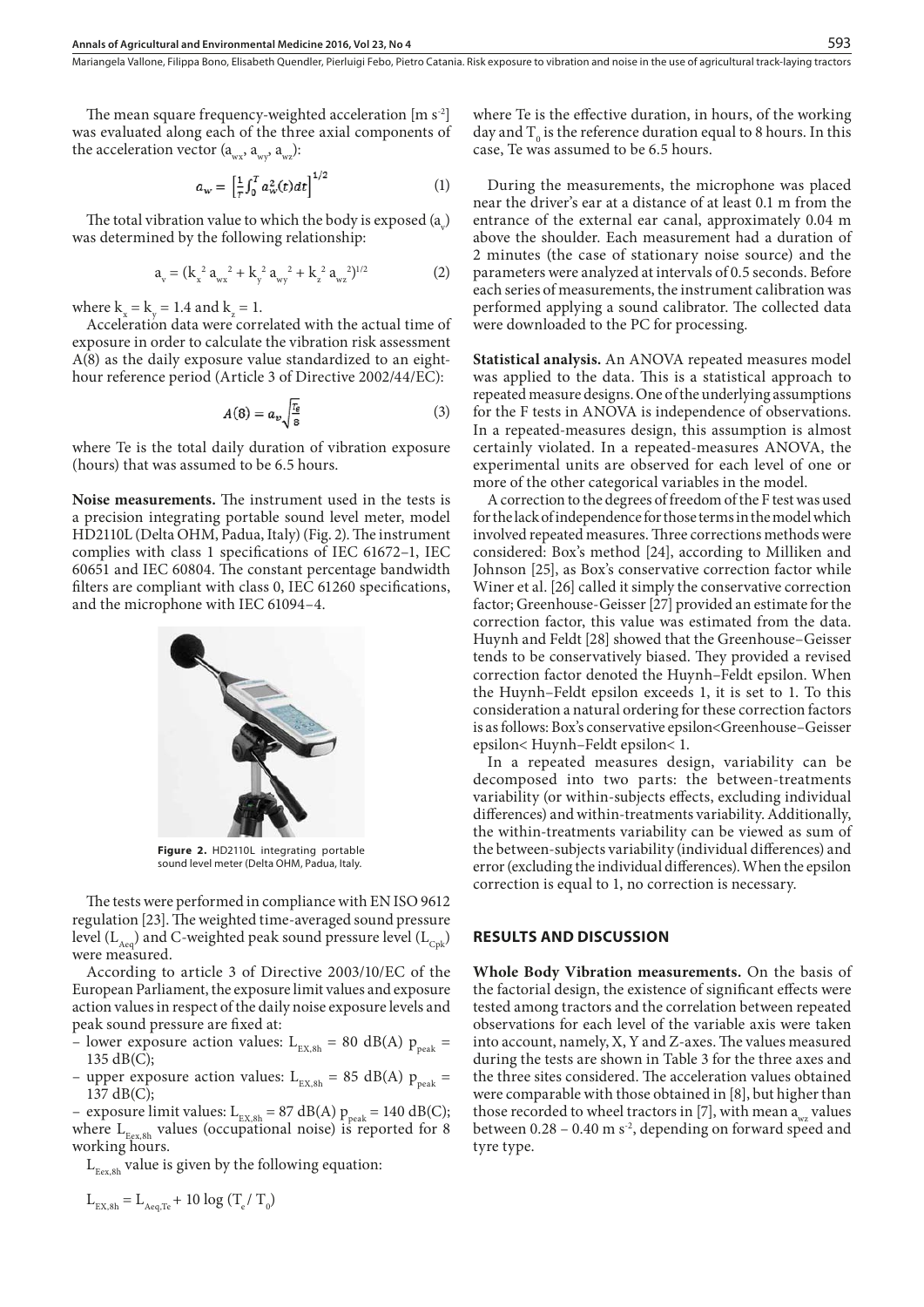The mean square frequency-weighted acceleration [m s$^{-2}$] was evaluated along each of the three axial components of the acceleration vector ($a_{wx}$, $a_{wy}$, $a_{wz}$):

$$a_w = \left[\frac{1}{T}\int_0^T a_w^2(t)dt\right]^{1/2} \quad (1)$$

The total vibration value to which the body is exposed ($a_v$) was determined by the following relationship:

$$a_v = (k_x^2\, a_{wx}^2 + k_y^2\, a_{wy}^2 + k_z^2\, a_{wz}^2)^{1/2} \quad (2)$$

where $k_x = k_y = 1.4$ and $k_z = 1$.

Acceleration data were correlated with the actual time of exposure in order to calculate the vibration risk assessment A(8) as the daily exposure value standardized to an eight-hour reference period (Article 3 of Directive 2002/44/EC):

$$A(8) = a_v\sqrt{\frac{T_e}{8}} \quad (3)$$

where Te is the total daily duration of vibration exposure (hours) that was assumed to be 6.5 hours.

**Noise measurements.** The instrument used in the tests is a precision integrating portable sound level meter, model HD2110L (Delta OHM, Padua, Italy) (Fig. 2). The instrument complies with class 1 specifications of IEC 61672–1, IEC 60651 and IEC 60804. The constant percentage bandwidth filters are compliant with class 0, IEC 61260 specifications, and the microphone with IEC 61094–4.

**Figure 2.** HD2110L integrating portable sound level meter (Delta OHM, Padua, Italy.

The tests were performed in compliance with EN ISO 9612 regulation [23]. The weighted time-averaged sound pressure level ($L_{Aeq}$) and C-weighted peak sound pressure level ($L_{Cpk}$) were measured.

According to article 3 of Directive 2003/10/EC of the European Parliament, the exposure limit values and exposure action values in respect of the daily noise exposure levels and peak sound pressure are fixed at:

- lower exposure action values: $L_{EX,8h}$ = 80 dB(A) $p_{peak}$ = 135 dB(C);
- upper exposure action values: $L_{EX,8h}$ = 85 dB(A) $p_{peak}$ = 137 dB(C);
- exposure limit values: $L_{EX,8h}$ = 87 dB(A) $p_{peak}$ = 140 dB(C); where $L_{Eex,8h}$ values (occupational noise) is reported for 8 working hours.

$L_{Eex,8h}$ value is given by the following equation:

$$L_{EX,8h} = L_{Aeq,Te} + 10 \log (T_e / T_0)$$

where Te is the effective duration, in hours, of the working day and $T_0$ is the reference duration equal to 8 hours. In this case, Te was assumed to be 6.5 hours.

During the measurements, the microphone was placed near the driver's ear at a distance of at least 0.1 m from the entrance of the external ear canal, approximately 0.04 m above the shoulder. Each measurement had a duration of 2 minutes (the case of stationary noise source) and the parameters were analyzed at intervals of 0.5 seconds. Before each series of measurements, the instrument calibration was performed applying a sound calibrator. The collected data were downloaded to the PC for processing.

**Statistical analysis.** An ANOVA repeated measures model was applied to the data. This is a statistical approach to repeated measure designs. One of the underlying assumptions for the F tests in ANOVA is independence of observations. In a repeated-measures design, this assumption is almost certainly violated. In a repeated-measures ANOVA, the experimental units are observed for each level of one or more of the other categorical variables in the model.

A correction to the degrees of freedom of the F test was used for the lack of independence for those terms in the model which involved repeated measures. Three corrections methods were considered: Box's method [24], according to Milliken and Johnson [25], as Box's conservative correction factor while Winer et al. [26] called it simply the conservative correction factor; Greenhouse-Geisser [27] provided an estimate for the correction factor, this value was estimated from the data. Huynh and Feldt [28] showed that the Greenhouse–Geisser tends to be conservatively biased. They provided a revised correction factor denoted the Huynh–Feldt epsilon. When the Huynh–Feldt epsilon exceeds 1, it is set to 1. To this consideration a natural ordering for these correction factors is as follows: Box's conservative epsilon<Greenhouse–Geisser epsilon< Huynh–Feldt epsilon< 1.

In a repeated measures design, variability can be decomposed into two parts: the between-treatments variability (or within-subjects effects, excluding individual differences) and within-treatments variability. Additionally, the within-treatments variability can be viewed as sum of the between-subjects variability (individual differences) and error (excluding the individual differences). When the epsilon correction is equal to 1, no correction is necessary.

## RESULTS AND DISCUSSION

**Whole Body Vibration measurements.** On the basis of the factorial design, the existence of significant effects were tested among tractors and the correlation between repeated observations for each level of the variable axis were taken into account, namely, X, Y and Z-axes. The values measured during the tests are shown in Table 3 for the three axes and the three sites considered. The acceleration values obtained were comparable with those obtained in [8], but higher than those recorded to wheel tractors in [7], with mean $a_{wz}$ values between 0.28 – 0.40 m s$^{-2}$, depending on forward speed and tyre type.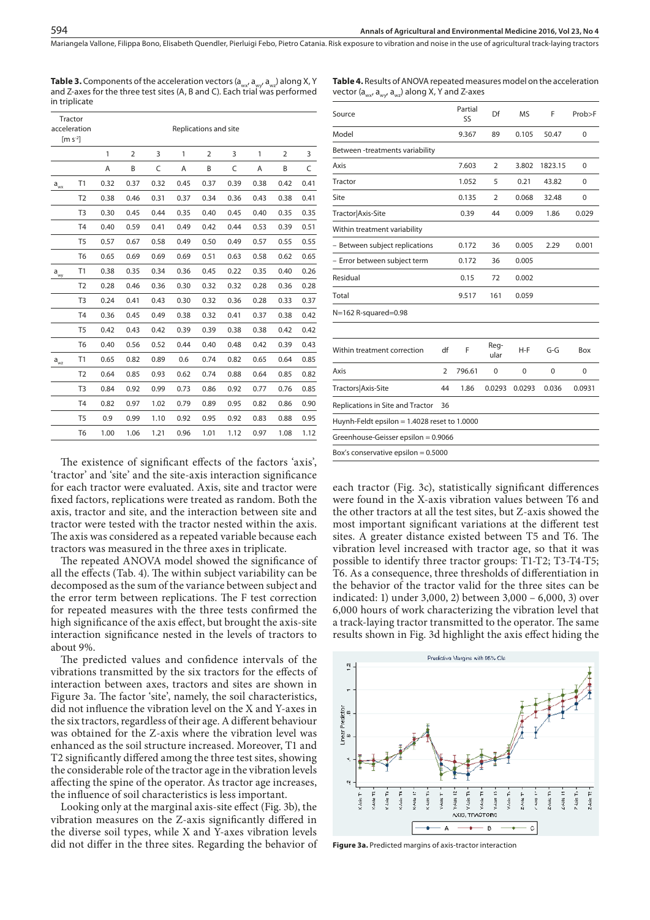**Table 3.** Components of the acceleration vectors ($a_{wx}$, $a_{wy}$, $a_{wz}$) along X, Y and Z-axes for the three test sites (A, B and C). Each trial was performed in triplicate

| Tractor acceleration [m s$^{-2}$] | | Replications and site | | | | | | | | |
|---|---|---|---|---|---|---|---|---|---|---|
| | | 1 | 2 | 3 | 1 | 2 | 3 | 1 | 2 | 3 |
| | | A | B | C | A | B | C | A | B | C |
| $a_{wx}$ | T1 | 0.32 | 0.37 | 0.32 | 0.45 | 0.37 | 0.39 | 0.38 | 0.42 | 0.41 |
| | T2 | 0.38 | 0.46 | 0.31 | 0.37 | 0.34 | 0.36 | 0.43 | 0.38 | 0.41 |
| | T3 | 0.30 | 0.45 | 0.44 | 0.35 | 0.40 | 0.45 | 0.40 | 0.35 | 0.35 |
| | T4 | 0.40 | 0.59 | 0.41 | 0.49 | 0.42 | 0.44 | 0.53 | 0.39 | 0.51 |
| | T5 | 0.57 | 0.67 | 0.58 | 0.49 | 0.50 | 0.49 | 0.57 | 0.55 | 0.55 |
| | T6 | 0.65 | 0.69 | 0.69 | 0.69 | 0.51 | 0.63 | 0.58 | 0.62 | 0.65 |
| $a_{wy}$ | T1 | 0.38 | 0.35 | 0.34 | 0.36 | 0.45 | 0.22 | 0.35 | 0.40 | 0.26 |
| | T2 | 0.28 | 0.46 | 0.36 | 0.30 | 0.32 | 0.32 | 0.28 | 0.36 | 0.28 |
| | T3 | 0.24 | 0.41 | 0.43 | 0.30 | 0.32 | 0.36 | 0.28 | 0.33 | 0.37 |
| | T4 | 0.36 | 0.45 | 0.49 | 0.38 | 0.32 | 0.41 | 0.37 | 0.38 | 0.42 |
| | T5 | 0.42 | 0.43 | 0.42 | 0.39 | 0.39 | 0.38 | 0.38 | 0.42 | 0.42 |
| | T6 | 0.40 | 0.56 | 0.52 | 0.44 | 0.40 | 0.48 | 0.42 | 0.39 | 0.43 |
| $a_{wz}$ | T1 | 0.65 | 0.82 | 0.89 | 0.6 | 0.74 | 0.82 | 0.65 | 0.64 | 0.85 |
| | T2 | 0.64 | 0.85 | 0.93 | 0.62 | 0.74 | 0.88 | 0.64 | 0.85 | 0.82 |
| | T3 | 0.84 | 0.92 | 0.99 | 0.73 | 0.86 | 0.92 | 0.77 | 0.76 | 0.85 |
| | T4 | 0.82 | 0.97 | 1.02 | 0.79 | 0.89 | 0.95 | 0.82 | 0.86 | 0.90 |
| | T5 | 0.9 | 0.99 | 1.10 | 0.92 | 0.95 | 0.92 | 0.83 | 0.88 | 0.95 |
| | T6 | 1.00 | 1.06 | 1.21 | 0.96 | 1.01 | 1.12 | 0.97 | 1.08 | 1.12 |

The existence of significant effects of the factors 'axis', 'tractor' and 'site' and the site-axis interaction significance for each tractor were evaluated. Axis, site and tractor were fixed factors, replications were treated as random. Both the axis, tractor and site, and the interaction between site and tractor were tested with the tractor nested within the axis. The axis was considered as a repeated variable because each tractors was measured in the three axes in triplicate.

The repeated ANOVA model showed the significance of all the effects (Tab. 4). The within subject variability can be decomposed as the sum of the variance between subject and the error term between replications. The F test correction for repeated measures with the three tests confirmed the high significance of the axis effect, but brought the axis-site interaction significance nested in the levels of tractors to about 9%.

The predicted values and confidence intervals of the vibrations transmitted by the six tractors for the effects of interaction between axes, tractors and sites are shown in Figure 3a. The factor 'site', namely, the soil characteristics, did not influence the vibration level on the X and Y-axes in the six tractors, regardless of their age. A different behaviour was obtained for the Z-axis where the vibration level was enhanced as the soil structure increased. Moreover, T1 and T2 significantly differed among the three test sites, showing the considerable role of the tractor age in the vibration levels affecting the spine of the operator. As tractor age increases, the influence of soil characteristics is less important.

Looking only at the marginal axis-site effect (Fig. 3b), the vibration measures on the Z-axis significantly differed in the diverse soil types, while X and Y-axes vibration levels did not differ in the three sites. Regarding the behavior of

**Table 4.** Results of ANOVA repeated measures model on the acceleration vector ($a_{wx}$, $a_{wy}$, $a_{wz}$) along X, Y and Z-axes

| Source | Partial SS | Df | MS | F | Prob>F |
|---|---|---|---|---|---|
| Model | 9.367 | 89 | 0.105 | 50.47 | 0 |
| Between -treatments variability | | | | | |
| Axis | 7.603 | 2 | 3.802 | 1823.15 | 0 |
| Tractor | 1.052 | 5 | 0.21 | 43.82 | 0 |
| Site | 0.135 | 2 | 0.068 | 32.48 | 0 |
| Tractor\|Axis-Site | 0.39 | 44 | 0.009 | 1.86 | 0.029 |
| Within treatment variability | | | | | |
| – Between subject replications | 0.172 | 36 | 0.005 | 2.29 | 0.001 |
| – Error between subject term | 0.172 | 36 | 0.005 | | |
| Residual | 0.15 | 72 | 0.002 | | |
| Total | 9.517 | 161 | 0.059 | | |
| N=162 R-squared=0.98 | | | | | |

| Within treatment correction | df | F | Regular | H-F | G-G | Box |
|---|---|---|---|---|---|---|
| Axis | 2 | 796.61 | 0 | 0 | 0 | 0 |
| Tractors\|Axis-Site | 44 | 1.86 | 0.0293 | 0.0293 | 0.036 | 0.0931 |
| Replications in Site and Tractor | 36 | | | | | |
| Huynh-Feldt epsilon = 1.4028 reset to 1.0000 | | | | | | |
| Greenhouse-Geisser epsilon = 0.9066 | | | | | | |
| Box's conservative epsilon = 0.5000 | | | | | | |

each tractor (Fig. 3c), statistically significant differences were found in the X-axis vibration values between T6 and the other tractors at all the test sites, but Z-axis showed the most important significant variations at the different test sites. A greater distance existed between T5 and T6. The vibration level increased with tractor age, so that it was possible to identify three tractor groups: T1-T2; T3-T4-T5; T6. As a consequence, three thresholds of differentiation in the behavior of the tractor valid for the three sites can be indicated: 1) under 3,000, 2) between 3,000 – 6,000, 3) over 6,000 hours of work characterizing the vibration level that a track-laying tractor transmitted to the operator. The same results shown in Fig. 3d highlight the axis effect hiding the

**Figure 3a.** Predicted margins of axis-tractor interaction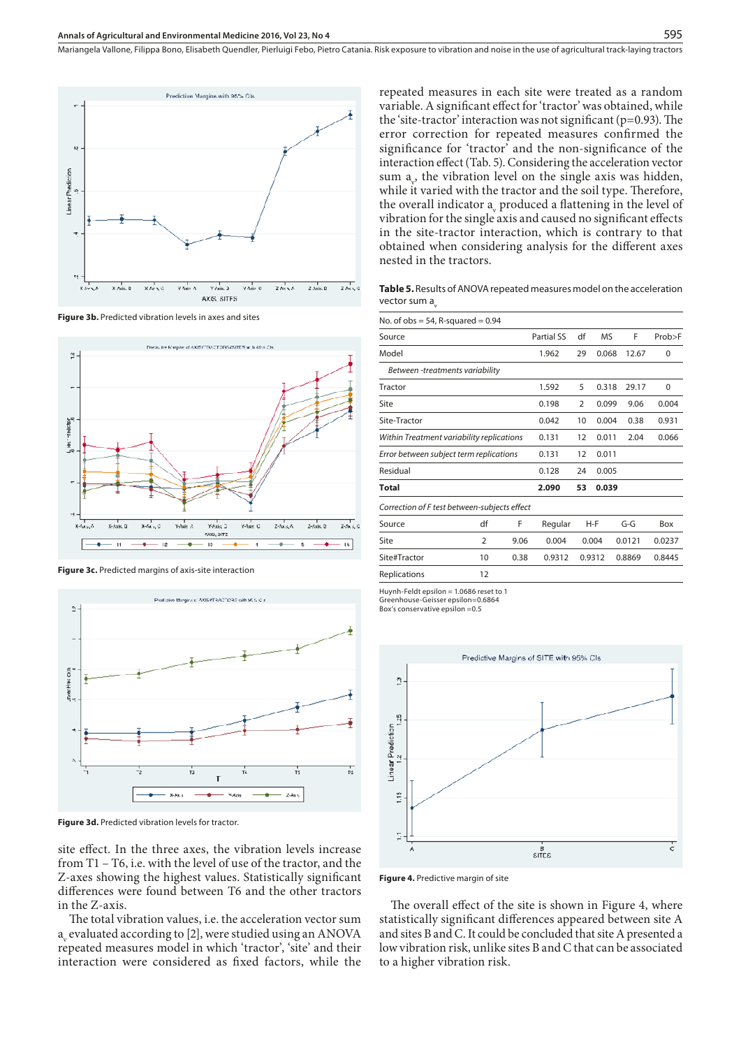**Figure 3b.** Predicted vibration levels in axes and sites

**Figure 3c.** Predicted margins of axis-site interaction

**Figure 3d.** Predicted vibration levels for tractor.

site effect. In the three axes, the vibration levels increase from T1 – T6, i.e. with the level of use of the tractor, and the Z-axes showing the highest values. Statistically significant differences were found between T6 and the other tractors in the Z-axis.

The total vibration values, i.e. the acceleration vector sum $a_v$ evaluated according to [2], were studied using an ANOVA repeated measures model in which 'tractor', 'site' and their interaction were considered as fixed factors, while the repeated measures in each site were treated as a random variable. A significant effect for 'tractor' was obtained, while the 'site-tractor' interaction was not significant (p=0.93). The error correction for repeated measures confirmed the significance for 'tractor' and the non-significance of the interaction effect (Tab. 5). Considering the acceleration vector sum $a_v$, the vibration level on the single axis was hidden, while it varied with the tractor and the soil type. Therefore, the overall indicator $a_v$ produced a flattening in the level of vibration for the single axis and caused no significant effects in the site-tractor interaction, which is contrary to that obtained when considering analysis for the different axes nested in the tractors.

**Table 5.** Results of ANOVA repeated measures model on the acceleration vector sum $a_v$

| No. of obs = 54, R-squared = 0.94 | | | | | |
|---|---|---|---|---|---|
| Source | Partial SS | df | MS | F | Prob>F |
| Model | 1.962 | 29 | 0.068 | 12.67 | 0 |
| *Between -treatments variability* | | | | | |
| Tractor | 1.592 | 5 | 0.318 | 29.17 | 0 |
| Site | 0.198 | 2 | 0.099 | 9.06 | 0.004 |
| Site-Tractor | 0.042 | 10 | 0.004 | 0.38 | 0.931 |
| *Within Treatment variability replications* | 0.131 | 12 | 0.011 | 2.04 | 0.066 |
| *Error between subject term replications* | 0.131 | 12 | 0.011 | | |
| Residual | 0.128 | 24 | 0.005 | | |
| **Total** | **2.090** | **53** | **0.039** | | |

*Correction of F test between-subjects effect*

| Source | df | F | Regular | H-F | G-G | Box |
|---|---|---|---|---|---|---|
| Site | 2 | 9.06 | 0.004 | 0.004 | 0.0121 | 0.0237 |
| Site#Tractor | 10 | 0.38 | 0.9312 | 0.9312 | 0.8869 | 0.8445 |
| Replications | 12 | | | | | |

Huynh-Feldt epsilon = 1.0686 reset to 1
Greenhouse-Geisser epsilon=0.6864
Box's conservative epsilon =0.5

**Figure 4.** Predictive margin of site

The overall effect of the site is shown in Figure 4, where statistically significant differences appeared between site A and sites B and C. It could be concluded that site A presented a low vibration risk, unlike sites B and C that can be associated to a higher vibration risk.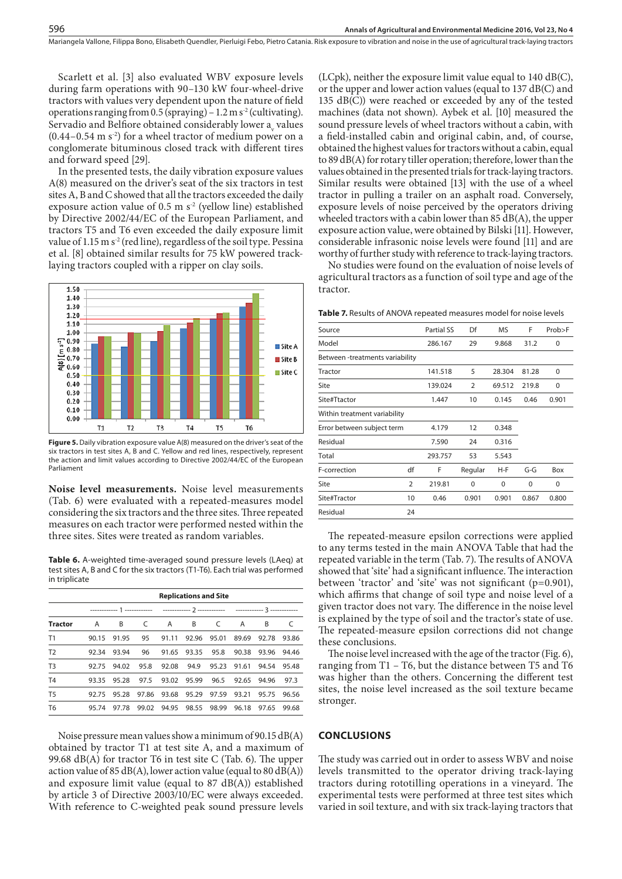Scarlett et al. [3] also evaluated WBV exposure levels during farm operations with 90–130 kW four-wheel-drive tractors with values very dependent upon the nature of field operations ranging from 0.5 (spraying) – 1.2 m s$^{-2}$ (cultivating). Servadio and Belfiore obtained considerably lower $a_v$ values (0.44–0.54 m s$^{-2}$) for a wheel tractor of medium power on a conglomerate bituminous closed track with different tires and forward speed [29].

In the presented tests, the daily vibration exposure values A(8) measured on the driver's seat of the six tractors in test sites A, B and C showed that all the tractors exceeded the daily exposure action value of 0.5 m s$^{-2}$ (yellow line) established by Directive 2002/44/EC of the European Parliament, and tractors T5 and T6 even exceeded the daily exposure limit value of 1.15 m s$^{-2}$ (red line), regardless of the soil type. Pessina et al. [8] obtained similar results for 75 kW powered track-laying tractors coupled with a ripper on clay soils.

**Figure 5.** Daily vibration exposure value A(8) measured on the driver's seat of the six tractors in test sites A, B and C. Yellow and red lines, respectively, represent the action and limit values according to Directive 2002/44/EC of the European Parliament

**Noise level measurements.** Noise level measurements (Tab. 6) were evaluated with a repeated-measures model considering the six tractors and the three sites. Three repeated measures on each tractor were performed nested within the three sites. Sites were treated as random variables.

**Table 6.** A-weighted time-averaged sound pressure levels (LAeq) at test sites A, B and C for the six tractors (T1-T6). Each trial was performed in triplicate

| | Replications and Site | | | | | | | | |
|---|---|---|---|---|---|---|---|---|---|
| | 1 | | | 2 | | | 3 | | |
| **Tractor** | A | B | C | A | B | C | A | B | C |
| T1 | 90.15 | 91.95 | 95 | 91.11 | 92.96 | 95.01 | 89.69 | 92.78 | 93.86 |
| T2 | 92.34 | 93.94 | 96 | 91.65 | 93.35 | 95.8 | 90.38 | 93.96 | 94.46 |
| T3 | 92.75 | 94.02 | 95.8 | 92.08 | 94.9 | 95.23 | 91.61 | 94.54 | 95.48 |
| T4 | 93.35 | 95.28 | 97.5 | 93.02 | 95.99 | 96.5 | 92.65 | 94.96 | 97.3 |
| T5 | 92.75 | 95.28 | 97.86 | 93.68 | 95.29 | 97.59 | 93.21 | 95.75 | 96.56 |
| T6 | 95.74 | 97.78 | 99.02 | 94.95 | 98.55 | 98.99 | 96.18 | 97.65 | 99.68 |

Noise pressure mean values show a minimum of 90.15 dB(A) obtained by tractor T1 at test site A, and a maximum of 99.68 dB(A) for tractor T6 in test site C (Tab. 6). The upper action value of 85 dB(A), lower action value (equal to 80 dB(A)) and exposure limit value (equal to 87 dB(A)) established by article 3 of Directive 2003/10/EC were always exceeded. With reference to C-weighted peak sound pressure levels (LCpk), neither the exposure limit value equal to 140 dB(C), or the upper and lower action values (equal to 137 dB(C) and 135 dB(C)) were reached or exceeded by any of the tested machines (data not shown). Aybek et al. [10] measured the sound pressure levels of wheel tractors without a cabin, with a field-installed cabin and original cabin, and, of course, obtained the highest values for tractors without a cabin, equal to 89 dB(A) for rotary tiller operation; therefore, lower than the values obtained in the presented trials for track-laying tractors. Similar results were obtained [13] with the use of a wheel tractor in pulling a trailer on an asphalt road. Conversely, exposure levels of noise perceived by the operators driving wheeled tractors with a cabin lower than 85 dB(A), the upper exposure action value, were obtained by Bilski [11]. However, considerable infrasonic noise levels were found [11] and are worthy of further study with reference to track-laying tractors.

No studies were found on the evaluation of noise levels of agricultural tractors as a function of soil type and age of the tractor.

**Table 7.** Results of ANOVA repeated measures model for noise levels

| Source | | Partial SS | Df | MS | F | Prob>F |
|---|---|---|---|---|---|---|
| Model | | 286.167 | 29 | 9.868 | 31.2 | 0 |
| Between -treatments variability | | | | | | |
| Tractor | | 141.518 | 5 | 28.304 | 81.28 | 0 |
| Site | | 139.024 | 2 | 69.512 | 219.8 | 0 |
| Site#Ttactor | | 1.447 | 10 | 0.145 | 0.46 | 0.901 |
| Within treatment variability | | | | | | |
| Error between subject term | | 4.179 | 12 | 0.348 | | |
| Residual | | 7.590 | 24 | 0.316 | | |
| Total | | 293.757 | 53 | 5.543 | | |
| F-correction | df | F | Regular | H-F | G-G | Box |
| Site | 2 | 219.81 | 0 | 0 | 0 | 0 |
| Site#Tractor | 10 | 0.46 | 0.901 | 0.901 | 0.867 | 0.800 |
| Residual | 24 | | | | | |

The repeated-measure epsilon corrections were applied to any terms tested in the main ANOVA Table that had the repeated variable in the term (Tab. 7). The results of ANOVA showed that 'site' had a significant influence. The interaction between 'tractor' and 'site' was not significant (p=0.901), which affirms that change of soil type and noise level of a given tractor does not vary. The difference in the noise level is explained by the type of soil and the tractor's state of use. The repeated-measure epsilon corrections did not change these conclusions.

The noise level increased with the age of the tractor (Fig. 6), ranging from T1 – T6, but the distance between T5 and T6 was higher than the others. Concerning the different test sites, the noise level increased as the soil texture became stronger.

## CONCLUSIONS

The study was carried out in order to assess WBV and noise levels transmitted to the operator driving track-laying tractors during rototilling operations in a vineyard. The experimental tests were performed at three test sites which varied in soil texture, and with six track-laying tractors that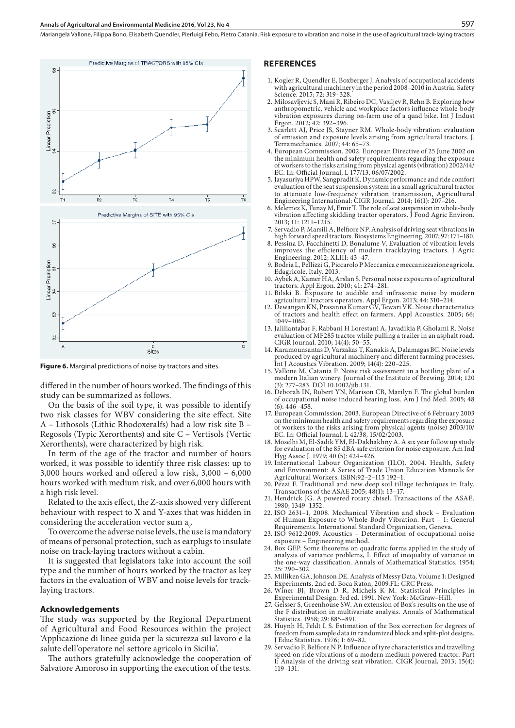Predictive Margins of TRACTORS with 95% CIs

Linear Prediction

92

94

96

98

T1 T2 T3 T4 T5 T6

Predictive Margins of SITE with 95% CIs

Linear Prediction

92

93

94

95

96

97

A B C

Sites

**Figure 6.** Marginal predictions of noise by tractors and sites.

differed in the number of hours worked. The findings of this study can be summarized as follows.

On the basis of the soil type, it was possible to identify two risk classes for WBV considering the site effect. Site A – Lithosols (Lithic Rhodoxeralfs) had a low risk site B – Regosols (Typic Xerorthents) and site C – Vertisols (Vertic Xerorthents), were characterized by high risk.

In term of the age of the tractor and number of hours worked, it was possible to identify three risk classes: up to 3,000 hours worked and offered a low risk, 3,000 – 6,000 hours worked with medium risk, and over 6,000 hours with a high risk level.

Related to the axis effect, the Z-axis showed very different behaviour with respect to X and Y-axes that was hidden in considering the acceleration vector sum $a_v$.

To overcome the adverse noise levels, the use is mandatory of means of personal protection, such as earplugs to insulate noise on track-laying tractors without a cabin.

It is suggested that legislators take into account the soil type and the number of hours worked by the tractor as key factors in the evaluation of WBV and noise levels for track-laying tractors.

### Acknowledgements

The study was supported by the Regional Department of Agricultural and Food Resources within the project 'Applicazione di linee guida per la sicurezza sul lavoro e la salute dell'operatore nel settore agricolo in Sicilia'.

The authors gratefully acknowledge the cooperation of Salvatore Amoroso in supporting the execution of the tests.

## REFERENCES

1. Kogler R, Quendler E, Boxberger J. Analysis of occupational accidents with agricultural machinery in the period 2008–2010 in Austria. Safety Science. 2015; 72: 319–328.
2. Milosavljevic S, Mani R, Ribeiro DC, Vasiljev R, Rehn B. Exploring how anthropometric, vehicle and workplace factors influence whole-body vibration exposures during on-farm use of a quad bike. Int J Indust Ergon. 2012; 42: 392–396.
3. Scarlett AJ, Price JS, Stayner RM. Whole-body vibration: evaluation of emission and exposure levels arising from agricultural tractors. J. Terramechanics. 2007; 44: 65–73.
4. European Commission. 2002. European Directive of 25 June 2002 on the minimum health and safety requirements regarding the exposure of workers to the risks arising from physical agents (vibration) 2002/44/EC. In: Official Journal, L 177/13, 06/07/2002.
5. Jayasuriya HPW, Sangpradit K. Dynamic performance and ride comfort evaluation of the seat suspension system in a small agricultural tractor to attenuate low-frequency vibration transmission, Agricultural Engineering International: CIGR Journal. 2014; 16(1): 207–216.
6. Melemez K, Tunay M, Emir T. The role of seat suspension in whole-body vibration affecting skidding tractor operators. J Food Agric Environ. 2013; 11: 1211–1215.
7. Servadio P, Marsili A, Belfiore NP. Analysis of driving seat vibrations in high forward speed tractors. Biosystems Engineering. 2007; 97: 171–180.
8. Pessina D, Facchinetti D, Bonalume V. Evaluation of vibration levels improves the efficiency of modern tracklaying tractors. J Agric Engineering. 2012; XLIII: 43–47.
9. Bodria L, Pellizzi G, Piccarolo P Meccanica e meccanizzazione agricola. Edagricole, Italy. 2013.
10. Aybek A, Kamer HA, Arslan S. Personal noise exposures of agricultural tractors. Appl Ergon. 2010; 41: 274–281.
11. Bilski B. Exposure to audible and infrasonic noise by modern agricultural tractors operators. Appl Ergon. 2013; 44: 310–214.
12. Dewangan KN, Prasanna Kumar GV, Tewari VK. Noise characteristics of tractors and health effect on farmers. Appl Acoustics. 2005; 66: 1049–1062.
13. Jaliliantabar F, Rabbani H Lorestani A, Javadikia P, Gholami R. Noise evaluation of MF285 tractor while pulling a trailer in an asphalt road. CIGR Journal. 2010; 14(4): 50–55.
14. Karamounsantas D, Varzakas T, Kanakis A, Dalamagas BC. Noise levels produced by agricultural machinery and different farming processes. Int J Acoustics Vibration. 2009; 14(4): 220–225.
15. Vallone M, Catania P. Noise risk assessment in a bottling plant of a modern Italian winery. Journal of the Institute of Brewing. 2014; 120 (3): 277–283. DOI 10.1002/jib.131.
16. Deborah IN, Robert YN, Marison CB, Marilyn F. The global burden of occupational noise induced hearing loss. Am J Ind Med. 2005; 48 (6): 446–458.
17. European Commission. 2003. European Directive of 6 February 2003 on the minimum health and safety requirements regarding the exposure of workers to the risks arising from physical agents (noise) 2003/10/EC. In: Official Journal, L 42/38, 15/02/2003.
18. Moselhi M, El-Sadik YM, El-Dakhakhny A. A six year follow up study for evaluation of the 85 dBA safe criterion for noise exposure. Am Ind Hyg Assoc J. 1979; 40 (5): 424–426.
19. International Labour Organization (ILO). 2004. Health, Safety and Environment: A Series of Trade Union Education Manuals for Agricultural Workers. ISBN:92–2–115 192–1.
20. Pezzi F. Traditional and new deep soil tillage techniques in Italy. Transactions of the ASAE 2005; 48(1): 13–17.
21. Hendrick JG. A powered rotary chisel. Transactions of the ASAE. 1980; 1349–1352.
22. ISO 2631–1, 2008. Mechanical Vibration and shock – Evaluation of Human Exposure to Whole-Body Vibration. Part – 1: General Requirements. International Standard Organization, Geneva.
23. ISO 9612:2009. Acoustics – Determination of occupational noise exposure – Engineering method.
24. Box GEP. Some theorems on quadratic forms applied in the study of analysis of variance problems, I. Effect of inequality of variance in the one-way classification. Annals of Mathematical Statistics. 1954; 25: 290–302.
25. Milliken GA, Johnson DE. Analysis of Messy Data, Volume 1: Designed Experiments. 2nd ed. Boca Raton, 2009.FL: CRC Press.
26. Winer BJ, Brown D R, Michels K M. Statistical Principles in Experimental Design. 3rd ed. 1991. New York: McGraw–Hill.
27. Geisser S, Greenhouse SW. An extension of Box's results on the use of the F distribution in multivariate analysis. Annals of Mathematical Statistics. 1958; 29: 885–891.
28. Huynh H, Feldt L S. Estimation of the Box correction for degrees of freedom from sample data in randomized block and split-plot designs. J Educ Statistics. 1976; 1: 69–82.
29. Servadio P, Belfiore N P. Influence of tyre characteristics and travelling speed on ride vibrations of a modern medium powered tractor. Part I: Analysis of the driving seat vibration. CIGR Journal, 2013; 15(4): 119–131.